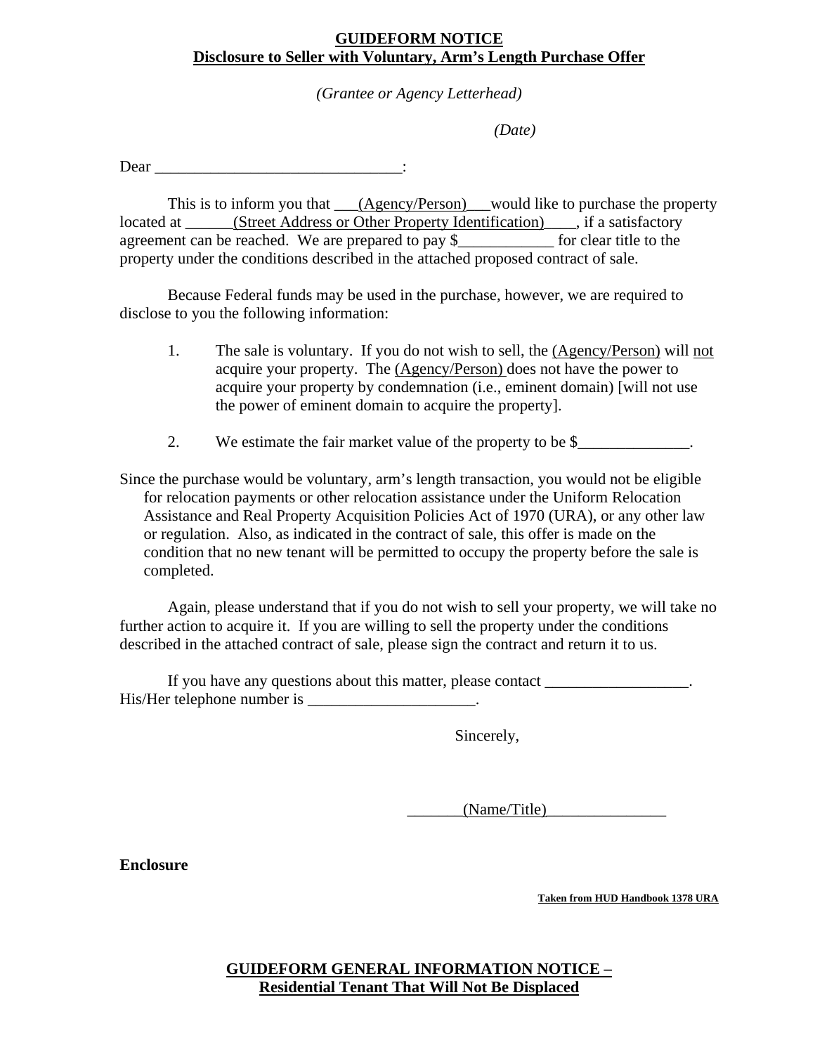## GUIDEFORM NOTICE
## Disclosure to Seller with Voluntary, Arm's Length Purchase Offer

*(Grantee or Agency Letterhead)*

*(Date)*

Dear _______________________________:

This is to inform you that ___(Agency/Person)___would like to purchase the property located at ______(Street Address or Other Property Identification)____, if a satisfactory agreement can be reached. We are prepared to pay $____________ for clear title to the property under the conditions described in the attached proposed contract of sale.

Because Federal funds may be used in the purchase, however, we are required to disclose to you the following information:

1. The sale is voluntary. If you do not wish to sell, the (Agency/Person) will not acquire your property. The (Agency/Person) does not have the power to acquire your property by condemnation (i.e., eminent domain) [will not use the power of eminent domain to acquire the property].

2. We estimate the fair market value of the property to be $______________.

Since the purchase would be voluntary, arm's length transaction, you would not be eligible for relocation payments or other relocation assistance under the Uniform Relocation Assistance and Real Property Acquisition Policies Act of 1970 (URA), or any other law or regulation. Also, as indicated in the contract of sale, this offer is made on the condition that no new tenant will be permitted to occupy the property before the sale is completed.

Again, please understand that if you do not wish to sell your property, we will take no further action to acquire it. If you are willing to sell the property under the conditions described in the attached contract of sale, please sign the contract and return it to us.

If you have any questions about this matter, please contact __________________. His/Her telephone number is _____________________.

Sincerely,

_______(Name/Title)_______________

**Enclosure**

**Taken from HUD Handbook 1378 URA**

## GUIDEFORM GENERAL INFORMATION NOTICE – Residential Tenant That Will Not Be Displaced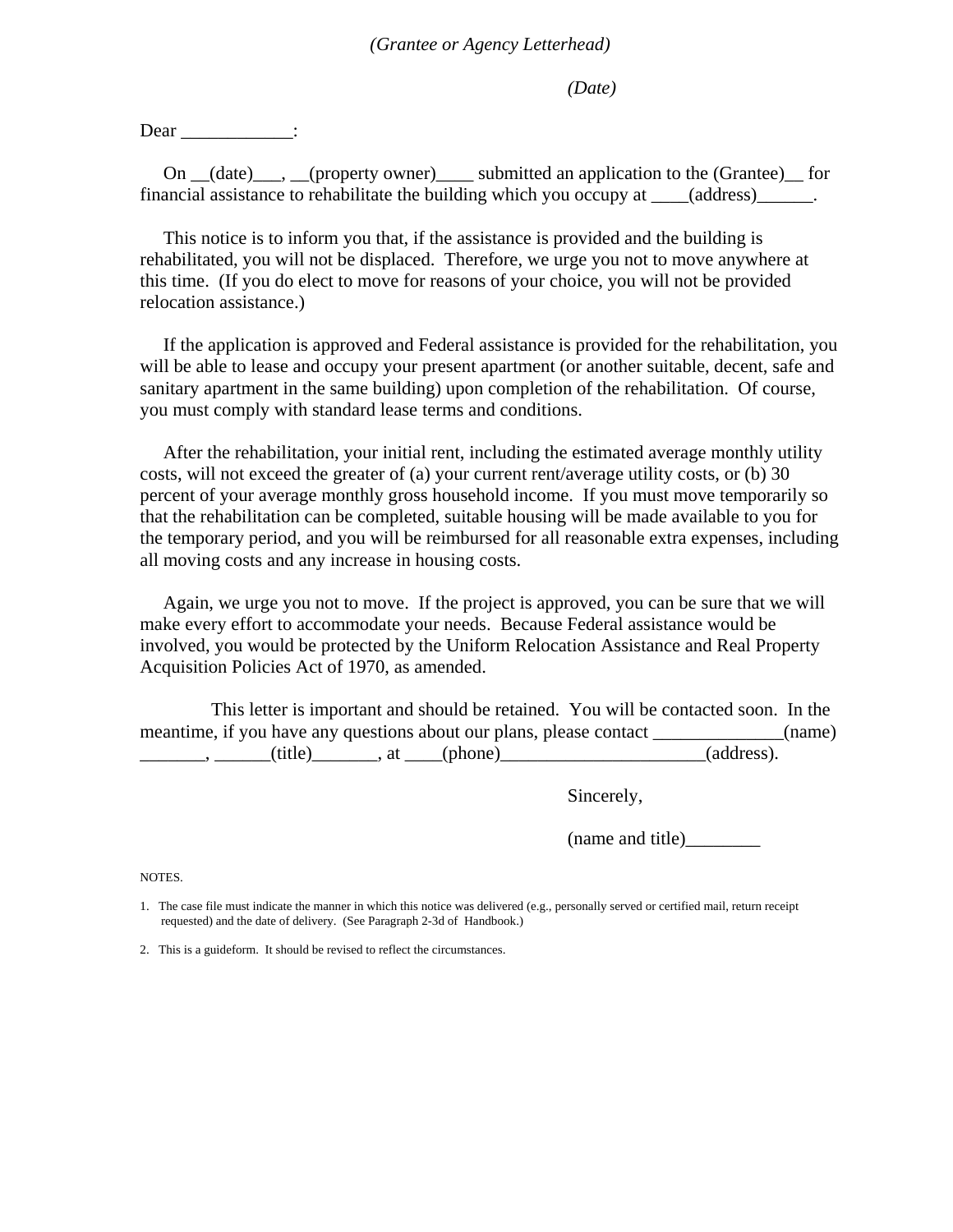*(Grantee or Agency Letterhead)*

*(Date)*

Dear ____________:

On __(date)___, __(property owner)____ submitted an application to the (Grantee)__ for financial assistance to rehabilitate the building which you occupy at ____(address)______.

This notice is to inform you that, if the assistance is provided and the building is rehabilitated, you will not be displaced. Therefore, we urge you not to move anywhere at this time. (If you do elect to move for reasons of your choice, you will not be provided relocation assistance.)

If the application is approved and Federal assistance is provided for the rehabilitation, you will be able to lease and occupy your present apartment (or another suitable, decent, safe and sanitary apartment in the same building) upon completion of the rehabilitation. Of course, you must comply with standard lease terms and conditions.

After the rehabilitation, your initial rent, including the estimated average monthly utility costs, will not exceed the greater of (a) your current rent/average utility costs, or (b) 30 percent of your average monthly gross household income. If you must move temporarily so that the rehabilitation can be completed, suitable housing will be made available to you for the temporary period, and you will be reimbursed for all reasonable extra expenses, including all moving costs and any increase in housing costs.

Again, we urge you not to move. If the project is approved, you can be sure that we will make every effort to accommodate your needs. Because Federal assistance would be involved, you would be protected by the Uniform Relocation Assistance and Real Property Acquisition Policies Act of 1970, as amended.

This letter is important and should be retained. You will be contacted soon. In the meantime, if you have any questions about our plans, please contact ______________(name) _______, ______(title)_______, at ____(phone)______________________(address).

Sincerely,

(name and title)________

NOTES.

1. The case file must indicate the manner in which this notice was delivered (e.g., personally served or certified mail, return receipt requested) and the date of delivery. (See Paragraph 2-3d of Handbook.)

2. This is a guideform. It should be revised to reflect the circumstances.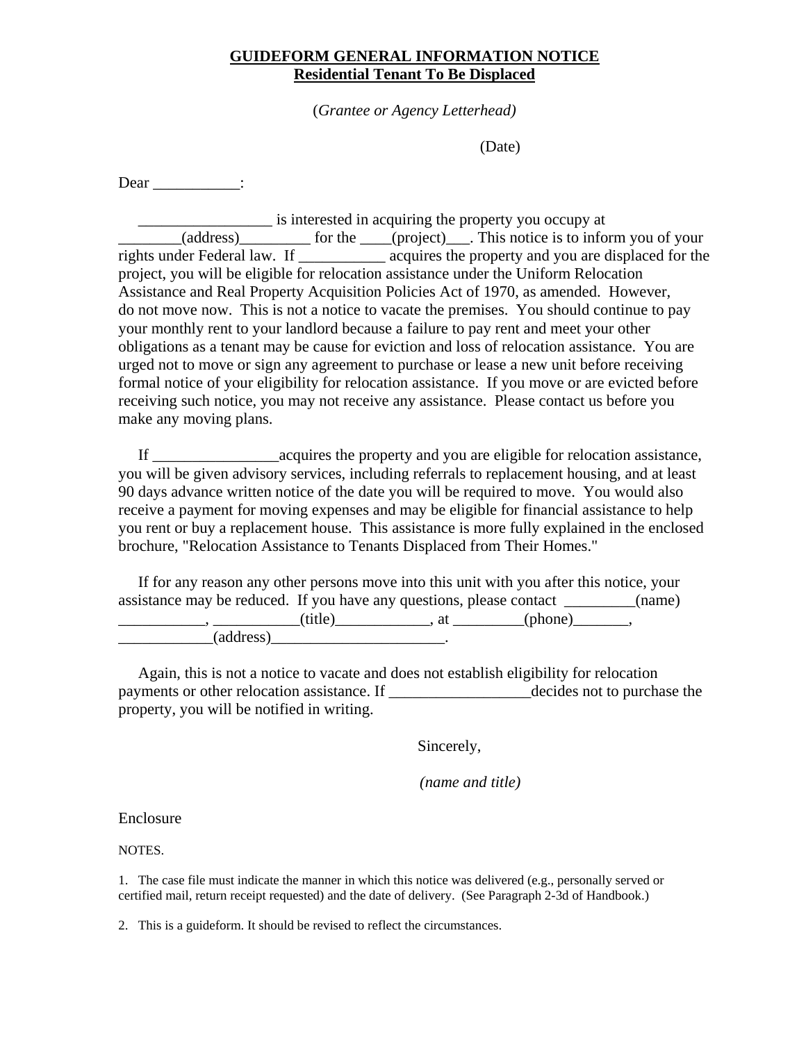**GUIDEFORM GENERAL INFORMATION NOTICE**
**Residential Tenant To Be Displaced**

(*Grantee or Agency Letterhead)*

(Date)

Dear ___________:

_________________ is interested in acquiring the property you occupy at ________(address)_________ for the ____(project)___. This notice is to inform you of your rights under Federal law. If ___________ acquires the property and you are displaced for the project, you will be eligible for relocation assistance under the Uniform Relocation Assistance and Real Property Acquisition Policies Act of 1970, as amended. However, do not move now. This is not a notice to vacate the premises. You should continue to pay your monthly rent to your landlord because a failure to pay rent and meet your other obligations as a tenant may be cause for eviction and loss of relocation assistance. You are urged not to move or sign any agreement to purchase or lease a new unit before receiving formal notice of your eligibility for relocation assistance. If you move or are evicted before receiving such notice, you may not receive any assistance. Please contact us before you make any moving plans.

If ________________acquires the property and you are eligible for relocation assistance, you will be given advisory services, including referrals to replacement housing, and at least 90 days advance written notice of the date you will be required to move. You would also receive a payment for moving expenses and may be eligible for financial assistance to help you rent or buy a replacement house. This assistance is more fully explained in the enclosed brochure, "Relocation Assistance to Tenants Displaced from Their Homes."

If for any reason any other persons move into this unit with you after this notice, your assistance may be reduced. If you have any questions, please contact _________(name) ___________, ___________(title)____________, at _________(phone)_______, ____________(address)______________________.

Again, this is not a notice to vacate and does not establish eligibility for relocation payments or other relocation assistance. If __________________decides not to purchase the property, you will be notified in writing.

Sincerely,

*(name and title)*

Enclosure

NOTES.

1. The case file must indicate the manner in which this notice was delivered (e.g., personally served or certified mail, return receipt requested) and the date of delivery. (See Paragraph 2-3d of Handbook.)

2. This is a guideform. It should be revised to reflect the circumstances.